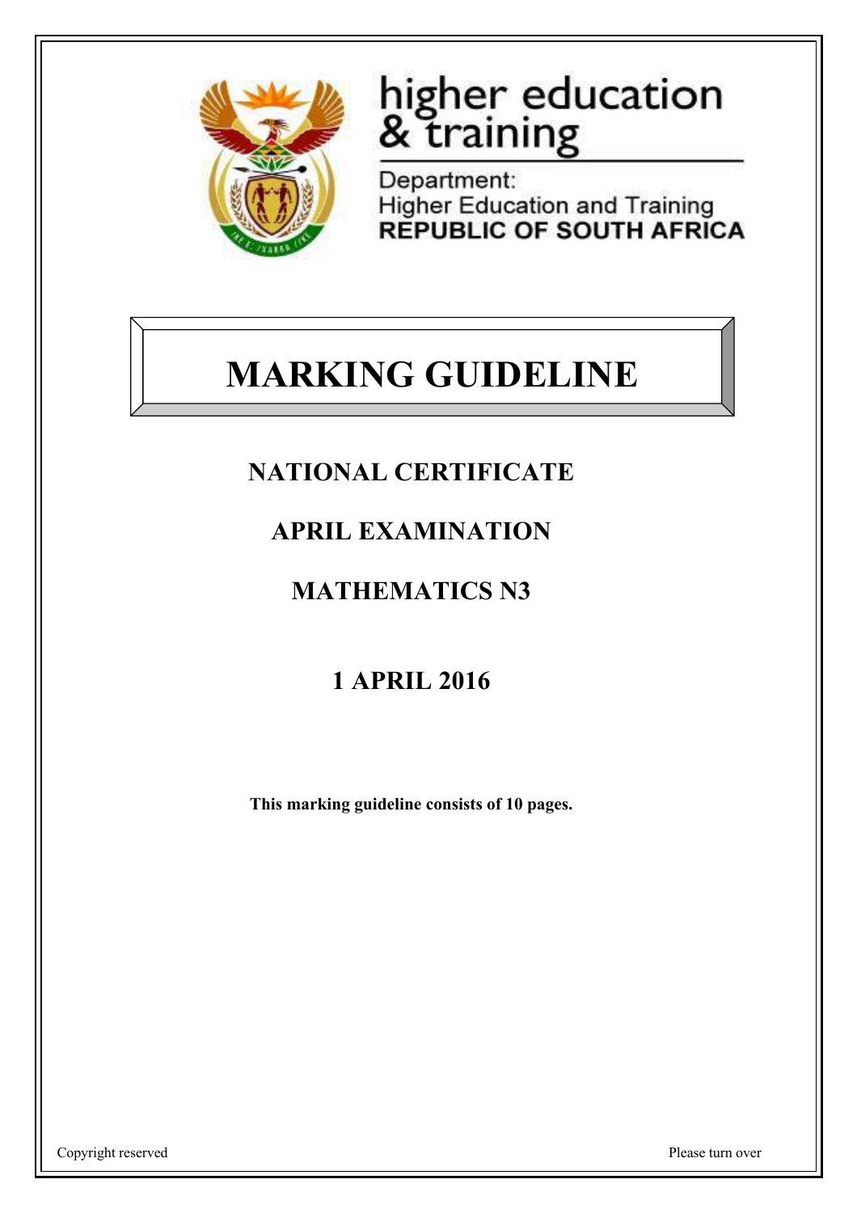higher education & training

Department:
Higher Education and Training
REPUBLIC OF SOUTH AFRICA

# MARKING GUIDELINE

## NATIONAL CERTIFICATE

## APRIL EXAMINATION

## MATHEMATICS N3

## 1 APRIL 2016

**This marking guideline consists of 10 pages.**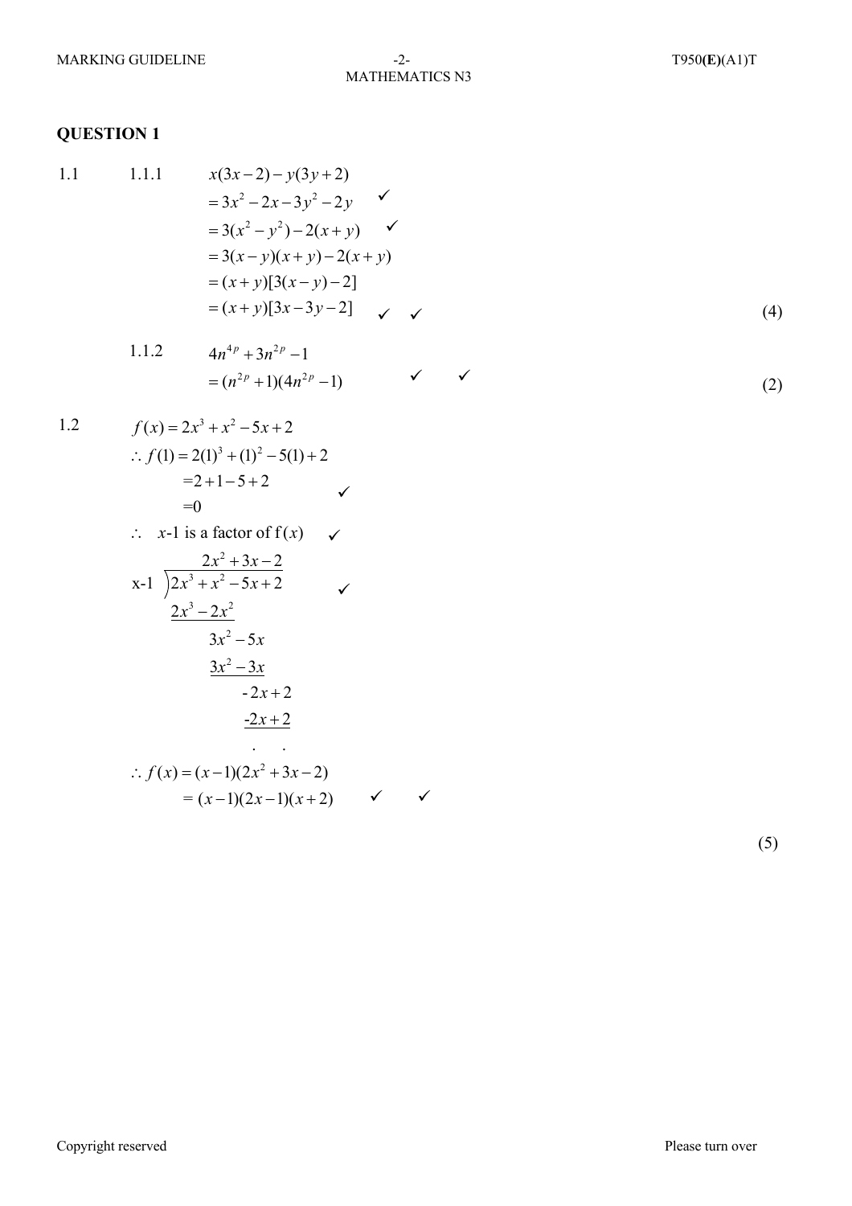## QUESTION 1

1.1

1.1.1

$$x(3x-2)-y(3y+2)$$
$$=3x^2-2x-3y^2-2y \quad ✓$$
$$=3(x^2-y^2)-2(x+y) \quad ✓$$
$$=3(x-y)(x+y)-2(x+y)$$
$$=(x+y)[3(x-y)-2]$$
$$=(x+y)[3x-3y-2] \quad ✓ \quad ✓$$

(4)

1.1.2

$$4n^{4p}+3n^{2p}-1$$
$$=(n^{2p}+1)(4n^{2p}-1) \quad ✓ \quad ✓$$

(2)

1.2

$$f(x)=2x^3+x^2-5x+2$$
$$\therefore f(1)=2(1)^3+(1)^2-5(1)+2$$
$$=2+1-5+2$$
$$=0 \quad ✓$$

$\therefore$ $x$-1 is a factor of f$(x)$ ✓

$$\begin{array}{r l}
 & 2x^2+3x-2 \\
x-1 \,\big)\!\! & 2x^3+x^2-5x+2 \quad ✓ \\
 & \underline{2x^3-2x^2} \\
 & \quad 3x^2-5x \\
 & \quad \underline{3x^2-3x} \\
 & \qquad -2x+2 \\
 & \qquad \underline{-2x+2} \\
 & \qquad \;\; . \quad .
\end{array}$$

$$\therefore f(x)=(x-1)(2x^2+3x-2)$$
$$=(x-1)(2x-1)(x+2) \quad ✓ \quad ✓$$

(5)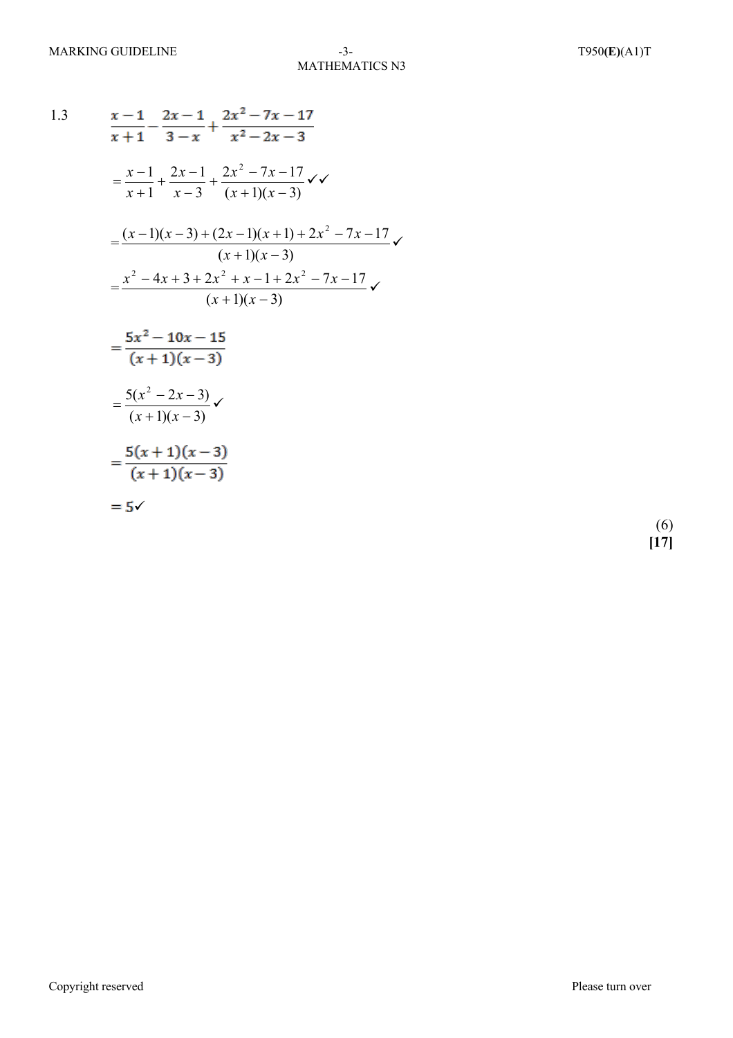1.3 $\dfrac{x-1}{x+1} - \dfrac{2x-1}{3-x} + \dfrac{2x^2-7x-17}{x^2-2x-3}$

$$= \frac{x-1}{x+1} + \frac{2x-1}{x-3} + \frac{2x^2-7x-17}{(x+1)(x-3)} \checkmark\checkmark$$

$$= \frac{(x-1)(x-3)+(2x-1)(x+1)+2x^2-7x-17}{(x+1)(x-3)} \checkmark$$

$$= \frac{x^2-4x+3+2x^2+x-1+2x^2-7x-17}{(x+1)(x-3)} \checkmark$$

$$= \frac{5x^2-10x-15}{(x+1)(x-3)}$$

$$= \frac{5(x^2-2x-3)}{(x+1)(x-3)} \checkmark$$

$$= \frac{5(x+1)(x-3)}{(x+1)(x-3)}$$

$$= 5 \checkmark$$

(6)

**[17]**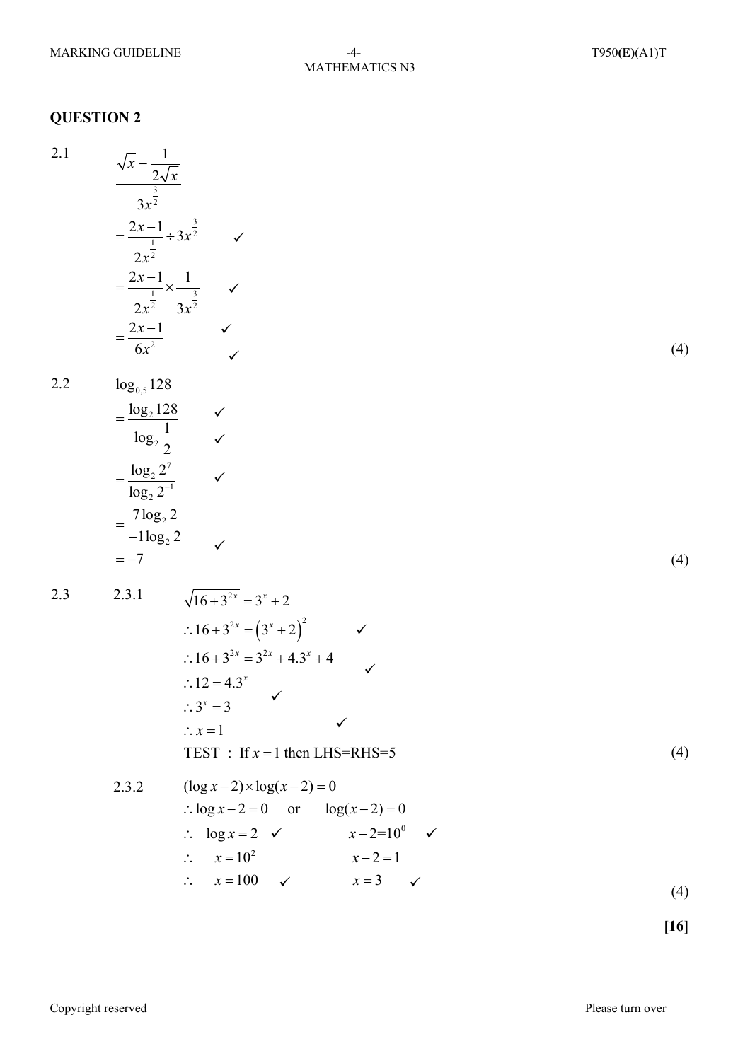## QUESTION 2

2.1

$$\frac{\sqrt{x}-\dfrac{1}{2\sqrt{x}}}{3x^{\frac{3}{2}}}$$

$$=\frac{2x-1}{2x^{\frac{1}{2}}}\div 3x^{\frac{3}{2}} \quad ✓$$

$$=\frac{2x-1}{2x^{\frac{1}{2}}}\times\frac{1}{3x^{\frac{3}{2}}} \quad ✓$$

$$=\frac{2x-1}{6x^{2}} \quad ✓ ✓$$

(4)

2.2

$$\log_{0,5}128$$

$$=\frac{\log_2 128}{\log_2 \frac{1}{2}} \quad ✓ ✓$$

$$=\frac{\log_2 2^7}{\log_2 2^{-1}} \quad ✓$$

$$=\frac{7\log_2 2}{-1\log_2 2}$$

$$=-7 \quad ✓$$

(4)

2.3

2.3.1

$$\sqrt{16+3^{2x}}=3^x+2$$

$$\therefore 16+3^{2x}=\left(3^x+2\right)^2 \quad ✓$$

$$\therefore 16+3^{2x}=3^{2x}+4.3^x+4 \quad ✓$$

$$\therefore 12=4.3^x \quad ✓$$

$$\therefore 3^x=3$$

$$\therefore x=1 \quad ✓$$

TEST : If $x=1$ then LHS=RHS=5

(4)

2.3.2

$$(\log x-2)\times\log(x-2)=0$$

$\therefore \log x-2=0 \quad$ or $\quad \log(x-2)=0$

$\therefore \quad \log x=2$ ✓ $\qquad x-2=10^0$ ✓

$\therefore \quad x=10^2 \qquad x-2=1$

$\therefore \quad x=100$ ✓ $\qquad x=3$ ✓

(4)

**[16]**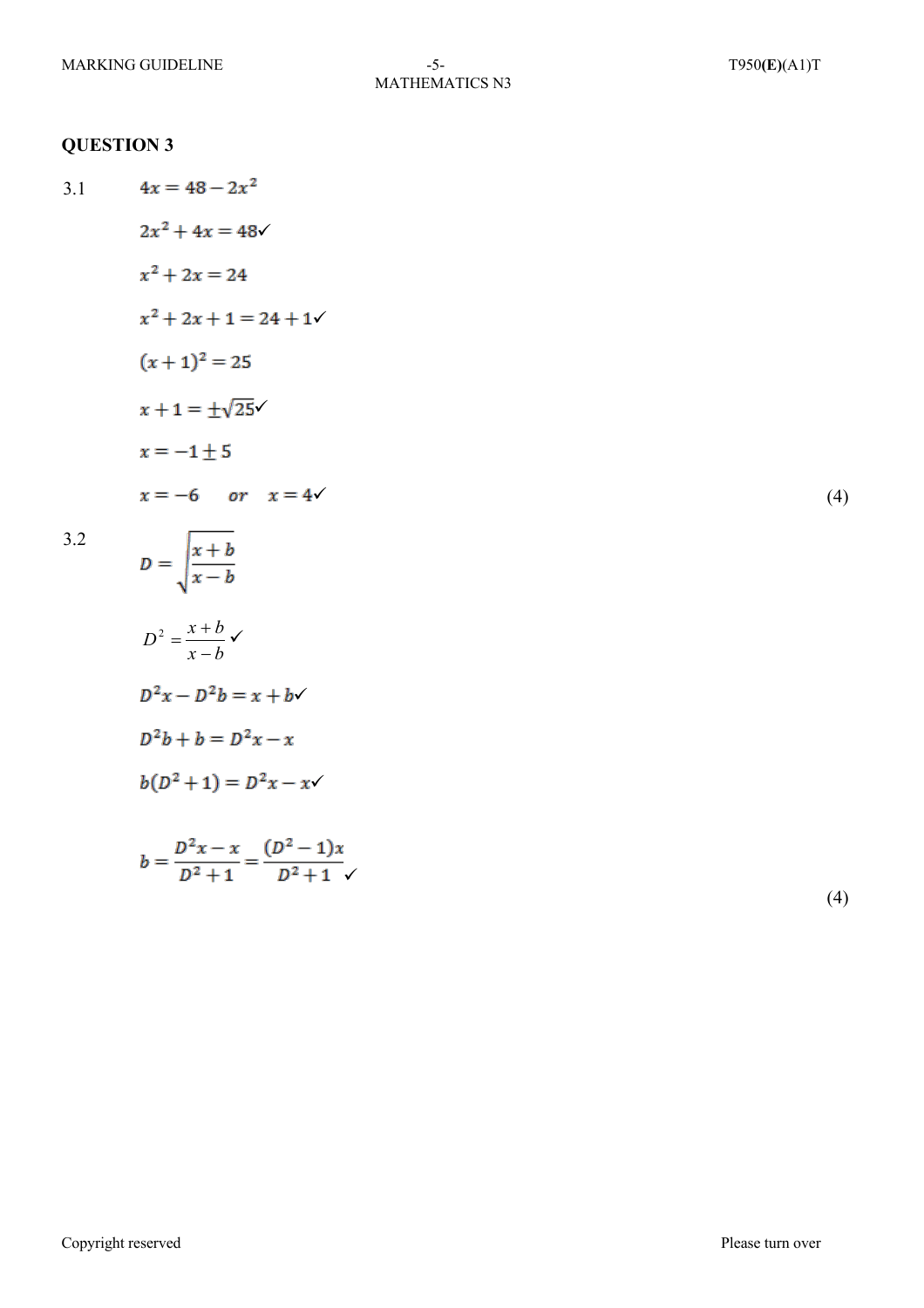## QUESTION 3

3.1

$$4x = 48 - 2x^2$$

$$2x^2 + 4x = 48 \checkmark$$

$$x^2 + 2x = 24$$

$$x^2 + 2x + 1 = 24 + 1 \checkmark$$

$$(x + 1)^2 = 25$$

$$x + 1 = \pm\sqrt{25} \checkmark$$

$$x = -1 \pm 5$$

$$x = -6 \quad or \quad x = 4 \checkmark$$

(4)

3.2

$$D = \sqrt{\frac{x + b}{x - b}}$$

$$D^2 = \frac{x + b}{x - b} \checkmark$$

$$D^2x - D^2b = x + b \checkmark$$

$$D^2b + b = D^2x - x$$

$$b(D^2 + 1) = D^2x - x \checkmark$$

$$b = \frac{D^2x - x}{D^2 + 1} = \frac{(D^2 - 1)x}{D^2 + 1} \checkmark$$

(4)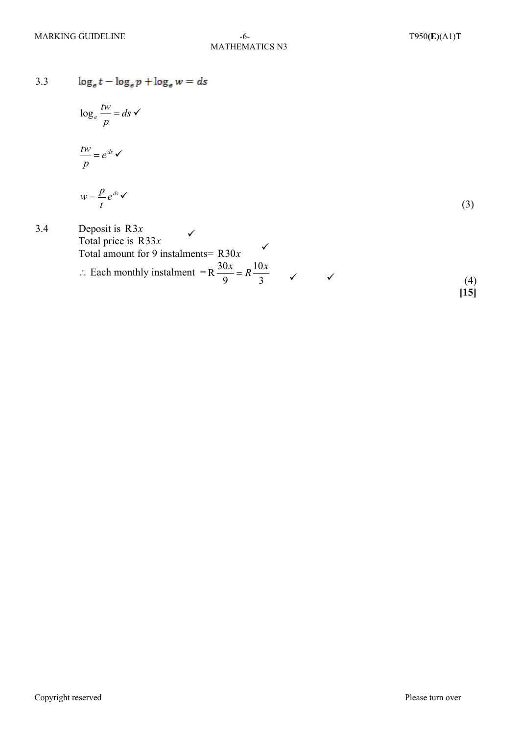3.3 $\log_e t - \log_e p + \log_e w = ds$

$$\log_e \frac{tw}{p} = ds \checkmark$$

$$\frac{tw}{p} = e^{ds} \checkmark$$

$$w = \frac{p}{t} e^{ds} \checkmark$$

(3)

3.4 Deposit is R$3x$ ✓
Total price is R$33x$
Total amount for 9 instalments= R$30x$ ✓

$\therefore$ Each monthly instalment $= \text{R}\frac{30x}{9} = R\frac{10x}{3}$ ✓ ✓

(4)
**[15]**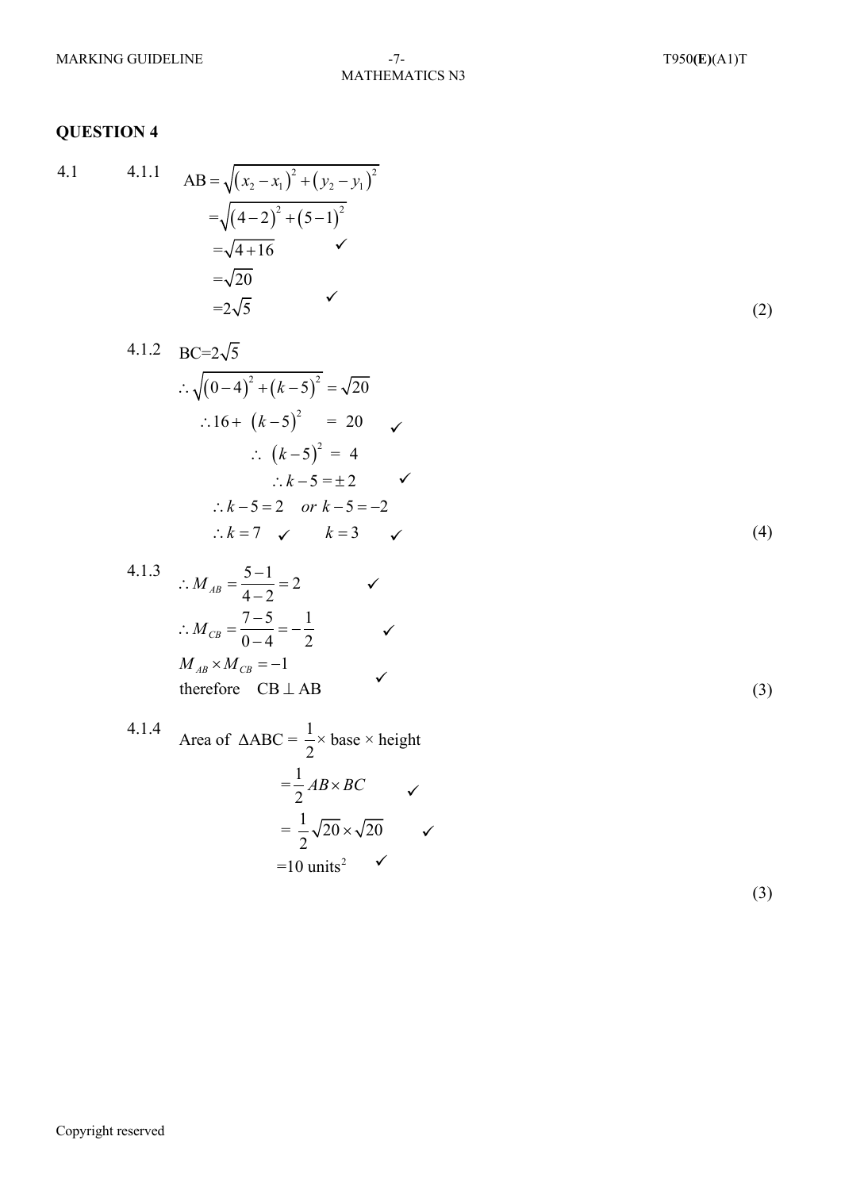## QUESTION 4

4.1

4.1.1

$$AB = \sqrt{(x_2 - x_1)^2 + (y_2 - y_1)^2}$$

$$= \sqrt{(4-2)^2 + (5-1)^2}$$

$$= \sqrt{4+16} \quad ✓$$

$$= \sqrt{20}$$

$$= 2\sqrt{5} \quad ✓$$

(2)

4.1.2

$BC = 2\sqrt{5}$

$$\therefore \sqrt{(0-4)^2 + (k-5)^2} = \sqrt{20}$$

$$\therefore 16 + (k-5)^2 = 20 \quad ✓$$

$$\therefore (k-5)^2 = 4$$

$$\therefore k - 5 = \pm 2 \quad ✓$$

$$\therefore k - 5 = 2 \quad or \quad k - 5 = -2$$

$$\therefore k = 7 \quad ✓ \qquad k = 3 \quad ✓$$

(4)

4.1.3

$$\therefore M_{AB} = \frac{5-1}{4-2} = 2 \quad ✓$$

$$\therefore M_{CB} = \frac{7-5}{0-4} = -\frac{1}{2} \quad ✓$$

$$M_{AB} \times M_{CB} = -1$$

therefore $CB \perp AB$ ✓

(3)

4.1.4

Area of $\Delta ABC = \frac{1}{2} \times$ base $\times$ height

$$= \frac{1}{2} AB \times BC \quad ✓$$

$$= \frac{1}{2}\sqrt{20} \times \sqrt{20} \quad ✓$$

$$= 10 \text{ units}^2 \quad ✓$$

(3)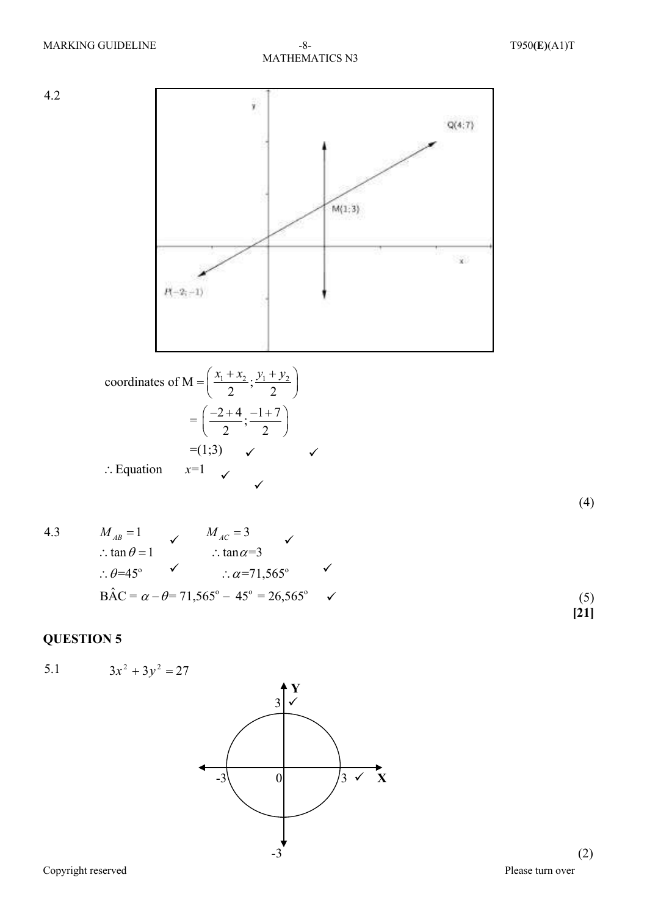4.2

coordinates of $M = \left( \frac{x_1 + x_2}{2} ; \frac{y_1 + y_2}{2} \right)$

$= \left( \frac{-2+4}{2} ; \frac{-1+7}{2} \right)$

$=(1;3)$ ✓ ✓

$\therefore$ Equation $x=1$ ✓ ✓

(4)

4.3 $M_{AB} = 1$ ✓ $M_{AC} = 3$ ✓

$\therefore \tan\theta = 1$ $\therefore \tan\alpha = 3$

$\therefore \theta = 45^\circ$ ✓ $\therefore \alpha = 71{,}565^\circ$ ✓

$B\hat{A}C = \alpha - \theta = 71{,}565^\circ - 45^\circ = 26{,}565^\circ$ ✓

(5)

**[21]**

## QUESTION 5

5.1 $3x^2 + 3y^2 = 27$

(Circle centred at 0 with intercepts 3 ✓ and -3 on the Y-axis, and -3 and 3 ✓ on the X-axis)

(2)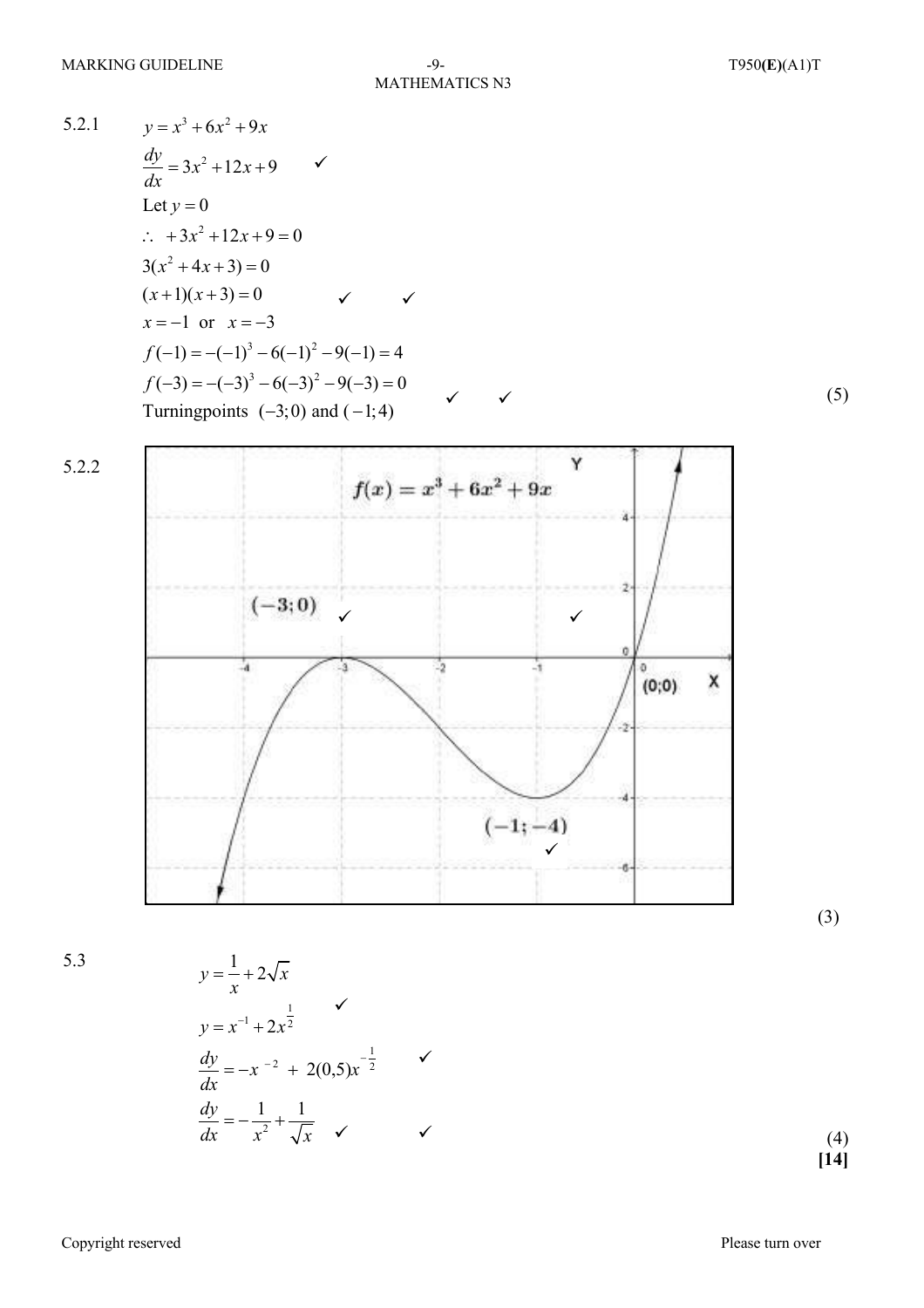5.2.1

$$y = x^3 + 6x^2 + 9x$$

$$\frac{dy}{dx} = 3x^2 + 12x + 9 \quad ✓$$

Let $y = 0$

$$\therefore \; +3x^2 + 12x + 9 = 0$$

$$3(x^2 + 4x + 3) = 0$$

$$(x+1)(x+3) = 0 \quad ✓ \quad ✓$$

$$x = -1 \text{ or } x = -3$$

$$f(-1) = -(-1)^3 - 6(-1)^2 - 9(-1) = 4$$

$$f(-3) = -(-3)^3 - 6(-3)^2 - 9(-3) = 0$$

Turningpoints $(-3;0)$ and $(-1;4)$ ✓ ✓ (5)

5.2.2

$f(x) = x^3 + 6x^2 + 9x$

$(-3;0)$ ✓ ✓

$(0;0)$

$(-1;-4)$ ✓

(3)

5.3

$$y = \frac{1}{x} + 2\sqrt{x}$$

$$y = x^{-1} + 2x^{\frac{1}{2}} \quad ✓$$

$$\frac{dy}{dx} = -x^{-2} + 2(0,5)x^{-\frac{1}{2}} \quad ✓$$

$$\frac{dy}{dx} = -\frac{1}{x^2} + \frac{1}{\sqrt{x}} \quad ✓ \quad ✓$$

(4)

**[14]**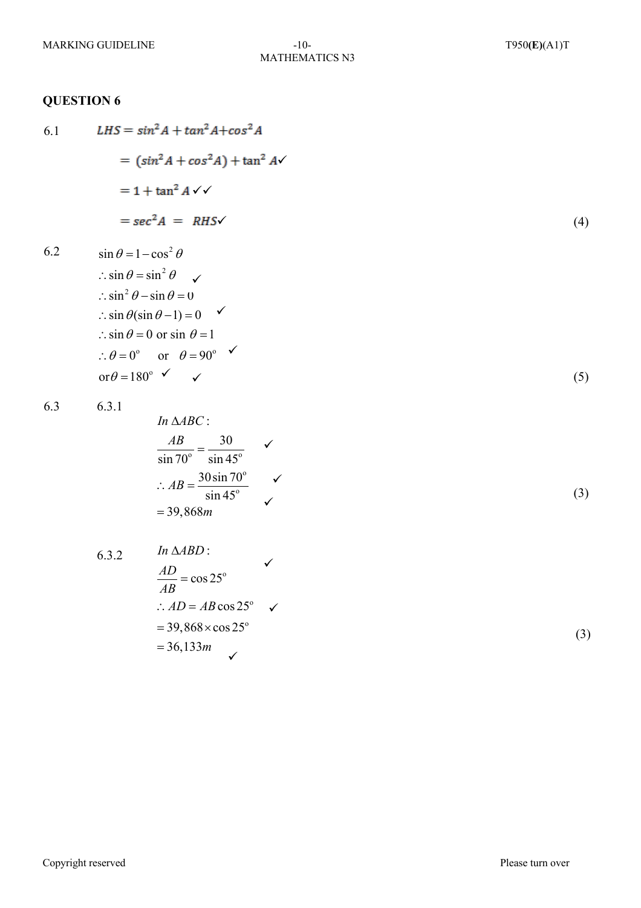# QUESTION 6

6.1

$$LHS = sin^2 A + tan^2 A + cos^2 A$$

$$= (sin^2 A + cos^2 A) + \tan^2 A \checkmark$$

$$= 1 + \tan^2 A \checkmark\checkmark$$

$$= sec^2 A = RHS \checkmark$$

(4)

6.2

$$\sin\theta = 1 - \cos^2\theta$$

$$\therefore \sin\theta = \sin^2\theta \quad \checkmark$$

$$\therefore \sin^2\theta - \sin\theta = 0$$

$$\therefore \sin\theta(\sin\theta - 1) = 0 \quad \checkmark$$

$$\therefore \sin\theta = 0 \text{ or } \sin\theta = 1$$

$$\therefore \theta = 0^\circ \quad \text{or} \quad \theta = 90^\circ \quad \checkmark$$

$$\text{or } \theta = 180^\circ \quad \checkmark \quad \checkmark$$

(5)

6.3

6.3.1

*In* $\Delta ABC$:

$$\frac{AB}{\sin 70^\circ} = \frac{30}{\sin 45^\circ} \quad \checkmark$$

$$\therefore AB = \frac{30\sin 70^\circ}{\sin 45^\circ} \quad \checkmark$$

$$= 39,868m \quad \checkmark$$

(3)

6.3.2

*In* $\Delta ABD$:

$$\frac{AD}{AB} = \cos 25^\circ \quad \checkmark$$

$$\therefore AD = AB\cos 25^\circ \quad \checkmark$$

$$= 39,868 \times \cos 25^\circ$$

$$= 36,133m \quad \checkmark$$

(3)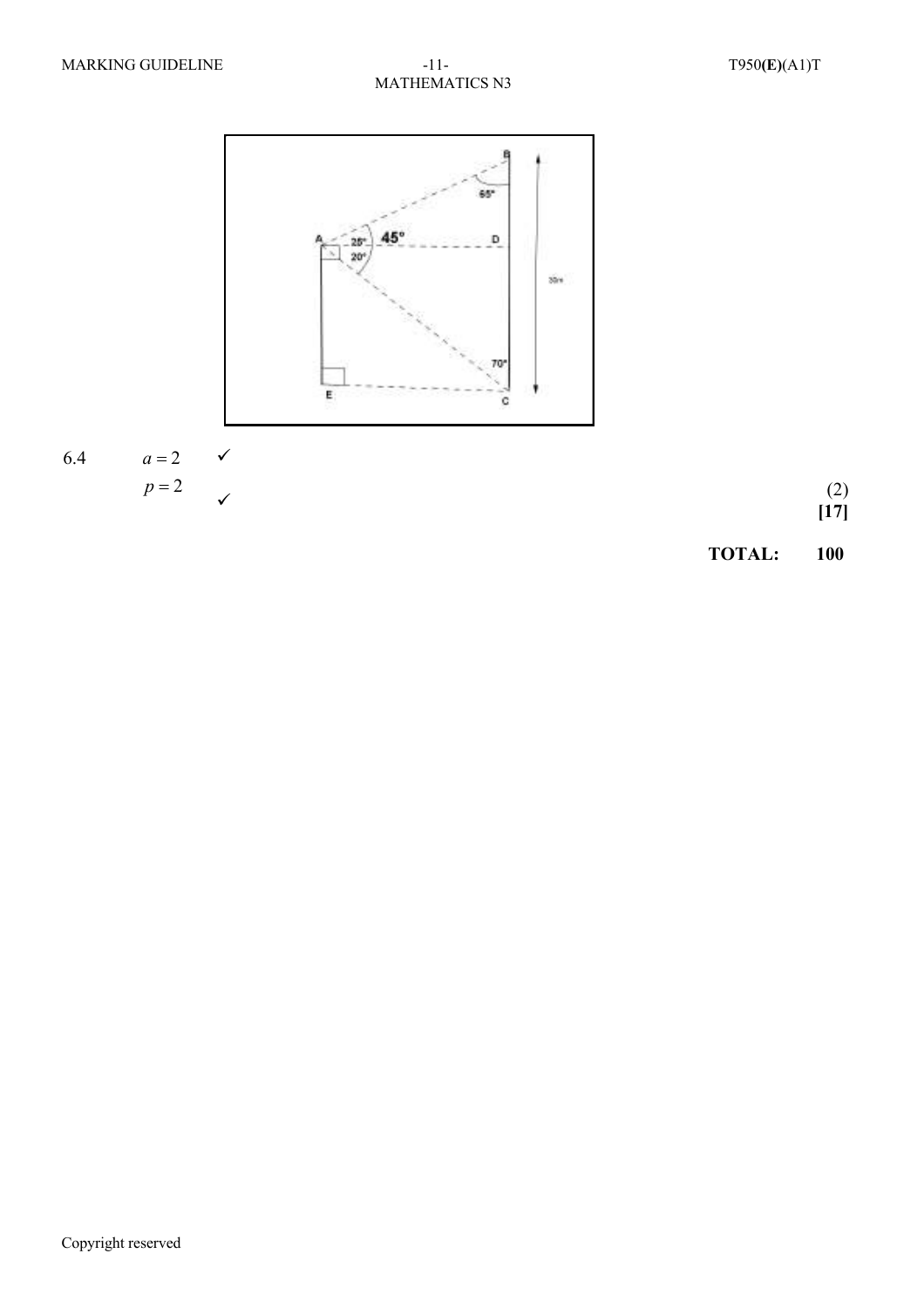A

B

D

E

C

65°

25°

20°

45°

70°

30m

6.4 $a = 2$ ✓

$p = 2$ ✓ (2)

**[17]**

**TOTAL: 100**